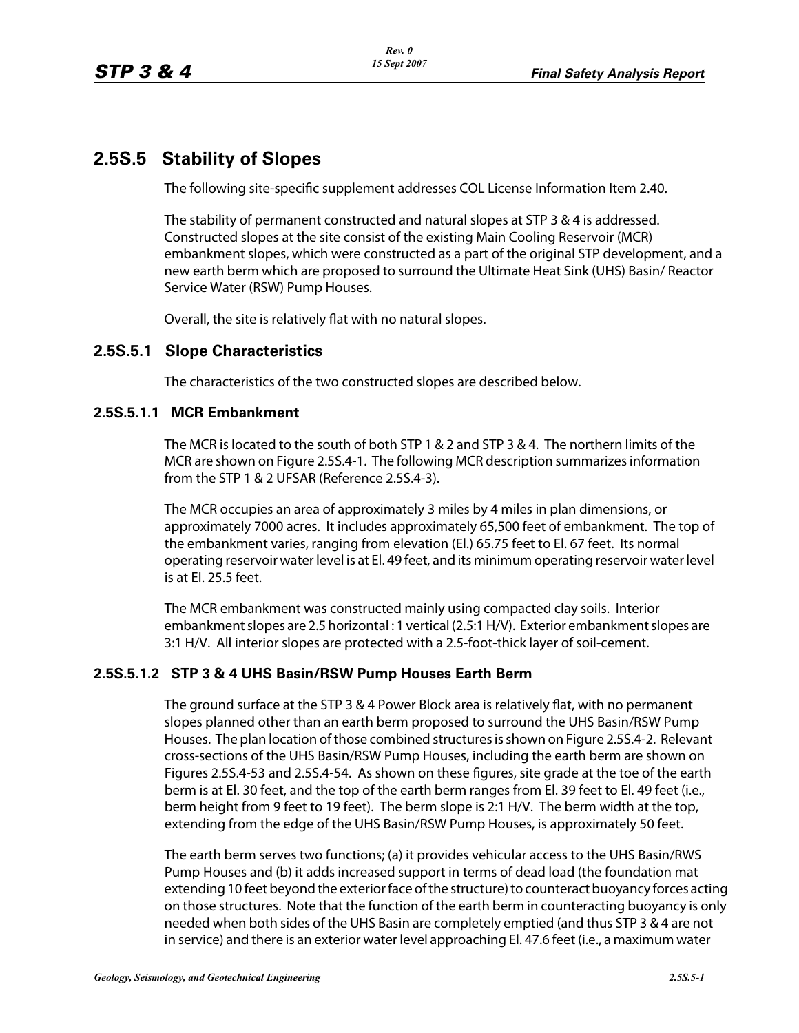## 2.5S.5 Stability of Slopes

The following site-specific supplement addresses COL License Information Item 2.40.

The stability of permanent constructed and natural slopes at STP 3 & 4 is addressed. Constructed slopes at the site consist of the existing Main Cooling Reservoir (MCR) embankment slopes, which were constructed as a part of the original STP development, and a new earth berm which are proposed to surround the Ultimate Heat Sink (UHS) Basin/ Reactor Service Water (RSW) Pump Houses.

Overall, the site is relatively flat with no natural slopes.

### 2.5S.5.1 Slope Characteristics

The characteristics of the two constructed slopes are described below.

#### 2.5S.5.1.1 MCR Embankment

The MCR is located to the south of both STP 1 & 2 and STP 3 & 4. The northern limits of the MCR are shown on Figure 2.5S.4-1. The following MCR description summarizes information from the STP 1 & 2 UFSAR (Reference 2.5S.4-3).

The MCR occupies an area of approximately 3 miles by 4 miles in plan dimensions, or approximately 7000 acres. It includes approximately 65,500 feet of embankment. The top of the embankment varies, ranging from elevation (El.) 65.75 feet to El. 67 feet. Its normal operating reservoir water level is at El. 49 feet, and its minimum operating reservoir water level is at El. 25.5 feet.

The MCR embankment was constructed mainly using compacted clay soils. Interior embankment slopes are 2.5 horizontal : 1 vertical (2.5:1 H/V). Exterior embankment slopes are 3:1 H/V. All interior slopes are protected with a 2.5-foot-thick layer of soil-cement.

#### 2.5S.5.1.2 STP 3 & 4 UHS Basin/RSW Pump Houses Earth Berm

The ground surface at the STP 3 & 4 Power Block area is relatively flat, with no permanent slopes planned other than an earth berm proposed to surround the UHS Basin/RSW Pump Houses. The plan location of those combined structures is shown on Figure 2.5S.4-2. Relevant cross-sections of the UHS Basin/RSW Pump Houses, including the earth berm are shown on Figures 2.5S.4-53 and 2.5S.4-54. As shown on these figures, site grade at the toe of the earth berm is at El. 30 feet, and the top of the earth berm ranges from El. 39 feet to El. 49 feet (i.e., berm height from 9 feet to 19 feet). The berm slope is 2:1 H/V. The berm width at the top, extending from the edge of the UHS Basin/RSW Pump Houses, is approximately 50 feet.

The earth berm serves two functions; (a) it provides vehicular access to the UHS Basin/RWS Pump Houses and (b) it adds increased support in terms of dead load (the foundation mat extending 10 feet beyond the exterior face of the structure) to counteract buoyancy forces acting on those structures. Note that the function of the earth berm in counteracting buoyancy is only needed when both sides of the UHS Basin are completely emptied (and thus STP 3 & 4 are not in service) and there is an exterior water level approaching El. 47.6 feet (i.e., a maximum water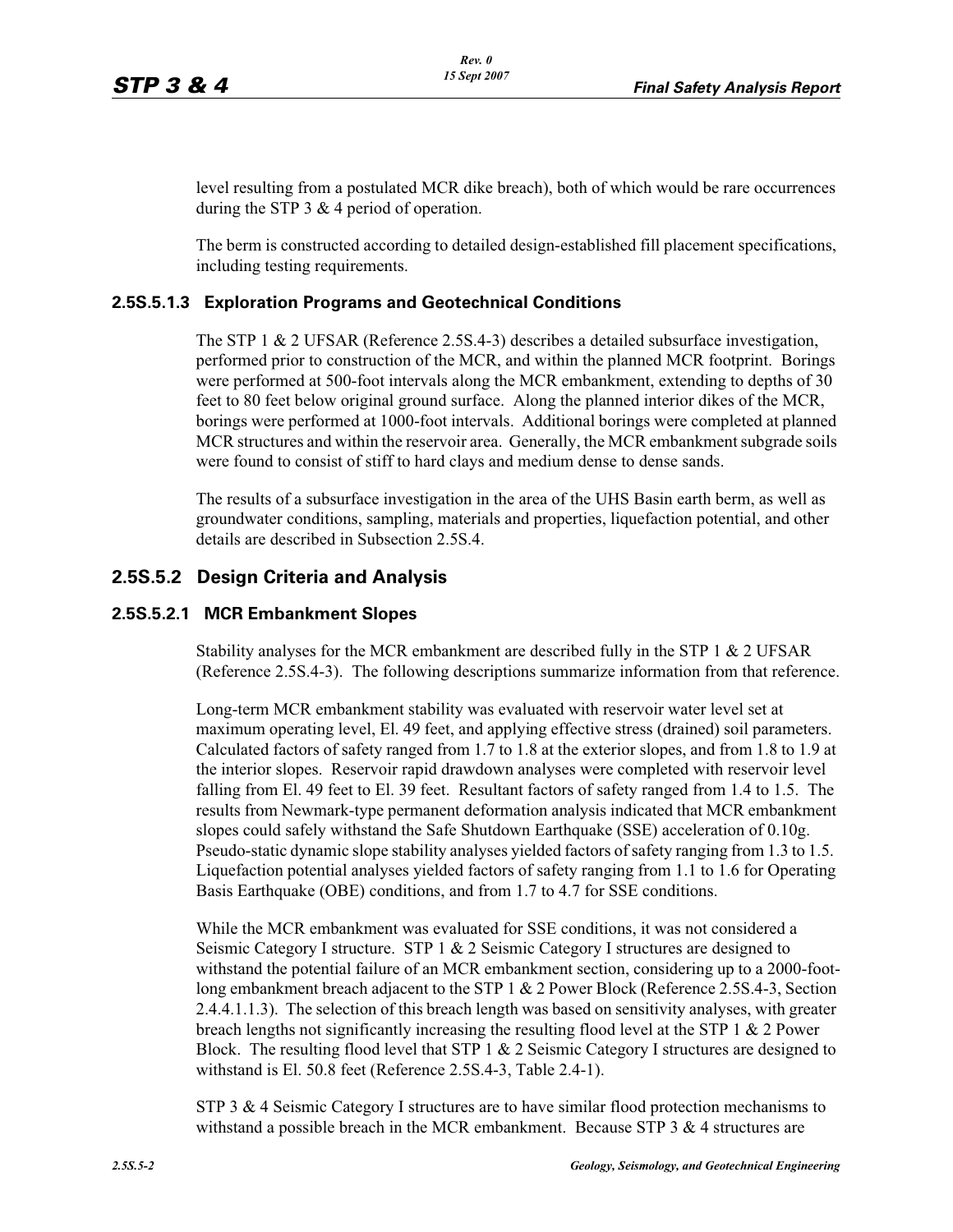level resulting from a postulated MCR dike breach), both of which would be rare occurrences during the STP 3 & 4 period of operation.

The berm is constructed according to detailed design-established fill placement specifications, including testing requirements.

### 2.5S.5.1.3 Exploration Programs and Geotechnical Conditions

The STP 1 & 2 UFSAR (Reference 2.5S.4-3) describes a detailed subsurface investigation, performed prior to construction of the MCR, and within the planned MCR footprint. Borings were performed at 500-foot intervals along the MCR embankment, extending to depths of 30 feet to 80 feet below original ground surface. Along the planned interior dikes of the MCR, borings were performed at 1000-foot intervals. Additional borings were completed at planned MCR structures and within the reservoir area. Generally, the MCR embankment subgrade soils were found to consist of stiff to hard clays and medium dense to dense sands.

The results of a subsurface investigation in the area of the UHS Basin earth berm, as well as groundwater conditions, sampling, materials and properties, liquefaction potential, and other details are described in Subsection 2.5S.4.

## 2.5S.5.2 Design Criteria and Analysis

### 2.5S.5.2.1 MCR Embankment Slopes

Stability analyses for the MCR embankment are described fully in the STP 1 & 2 UFSAR (Reference 2.5S.4-3). The following descriptions summarize information from that reference.

Long-term MCR embankment stability was evaluated with reservoir water level set at maximum operating level, El. 49 feet, and applying effective stress (drained) soil parameters. Calculated factors of safety ranged from 1.7 to 1.8 at the exterior slopes, and from 1.8 to 1.9 at the interior slopes. Reservoir rapid drawdown analyses were completed with reservoir level falling from El. 49 feet to El. 39 feet. Resultant factors of safety ranged from 1.4 to 1.5. The results from Newmark-type permanent deformation analysis indicated that MCR embankment slopes could safely withstand the Safe Shutdown Earthquake (SSE) acceleration of 0.10g. Pseudo-static dynamic slope stability analyses yielded factors of safety ranging from 1.3 to 1.5. Liquefaction potential analyses yielded factors of safety ranging from 1.1 to 1.6 for Operating Basis Earthquake (OBE) conditions, and from 1.7 to 4.7 for SSE conditions.

While the MCR embankment was evaluated for SSE conditions, it was not considered a Seismic Category I structure. STP 1 & 2 Seismic Category I structures are designed to withstand the potential failure of an MCR embankment section, considering up to a 2000-foot-long embankment breach adjacent to the STP 1 & 2 Power Block (Reference 2.5S.4-3, Section 2.4.4.1.1.3). The selection of this breach length was based on sensitivity analyses, with greater breach lengths not significantly increasing the resulting flood level at the STP 1 & 2 Power Block. The resulting flood level that STP 1 & 2 Seismic Category I structures are designed to withstand is El. 50.8 feet (Reference 2.5S.4-3, Table 2.4-1).

STP 3 & 4 Seismic Category I structures are to have similar flood protection mechanisms to withstand a possible breach in the MCR embankment. Because STP 3 & 4 structures are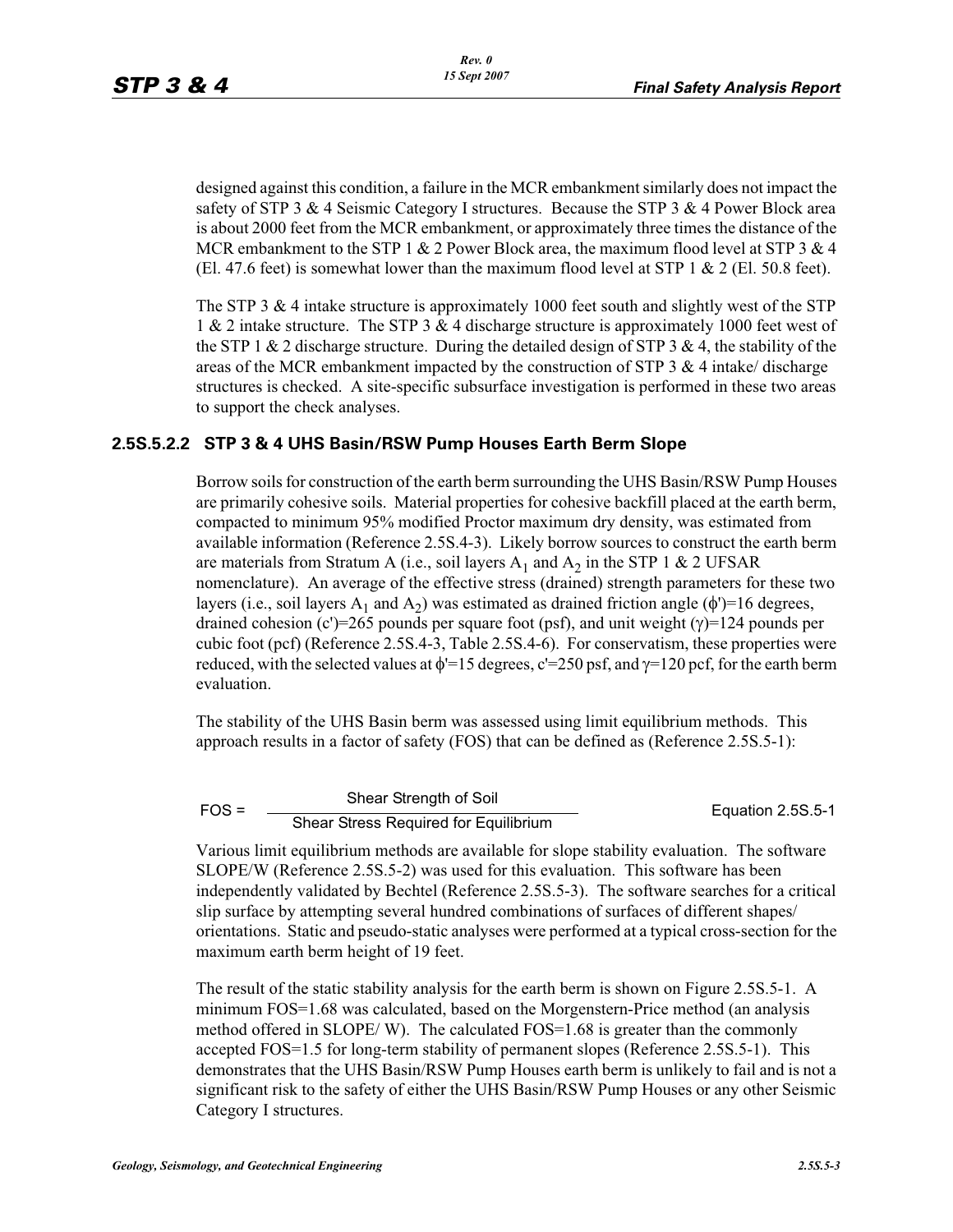designed against this condition, a failure in the MCR embankment similarly does not impact the safety of STP 3 & 4 Seismic Category I structures. Because the STP 3 & 4 Power Block area is about 2000 feet from the MCR embankment, or approximately three times the distance of the MCR embankment to the STP 1 & 2 Power Block area, the maximum flood level at STP 3 & 4 (El. 47.6 feet) is somewhat lower than the maximum flood level at STP 1 & 2 (El. 50.8 feet).

The STP 3 & 4 intake structure is approximately 1000 feet south and slightly west of the STP 1 & 2 intake structure. The STP 3 & 4 discharge structure is approximately 1000 feet west of the STP 1 & 2 discharge structure. During the detailed design of STP 3 & 4, the stability of the areas of the MCR embankment impacted by the construction of STP 3 & 4 intake/ discharge structures is checked. A site-specific subsurface investigation is performed in these two areas to support the check analyses.

### 2.5S.5.2.2 STP 3 & 4 UHS Basin/RSW Pump Houses Earth Berm Slope

Borrow soils for construction of the earth berm surrounding the UHS Basin/RSW Pump Houses are primarily cohesive soils. Material properties for cohesive backfill placed at the earth berm, compacted to minimum 95% modified Proctor maximum dry density, was estimated from available information (Reference 2.5S.4-3). Likely borrow sources to construct the earth berm are materials from Stratum A (i.e., soil layers $A_1$ and $A_2$ in the STP 1 & 2 UFSAR nomenclature). An average of the effective stress (drained) strength parameters for these two layers (i.e., soil layers $A_1$ and $A_2$) was estimated as drained friction angle ($\phi'$)=16 degrees, drained cohesion (c')=265 pounds per square foot (psf), and unit weight ($\gamma$)=124 pounds per cubic foot (pcf) (Reference 2.5S.4-3, Table 2.5S.4-6). For conservatism, these properties were reduced, with the selected values at $\phi'$=15 degrees, c'=250 psf, and $\gamma$=120 pcf, for the earth berm evaluation.

The stability of the UHS Basin berm was assessed using limit equilibrium methods. This approach results in a factor of safety (FOS) that can be defined as (Reference 2.5S.5-1):

$$\text{FOS} = \frac{\text{Shear Strength of Soil}}{\text{Shear Stress Required for Equilibrium}} \qquad \text{Equation 2.5S.5-1}$$

Various limit equilibrium methods are available for slope stability evaluation. The software SLOPE/W (Reference 2.5S.5-2) was used for this evaluation. This software has been independently validated by Bechtel (Reference 2.5S.5-3). The software searches for a critical slip surface by attempting several hundred combinations of surfaces of different shapes/ orientations. Static and pseudo-static analyses were performed at a typical cross-section for the maximum earth berm height of 19 feet.

The result of the static stability analysis for the earth berm is shown on Figure 2.5S.5-1. A minimum FOS=1.68 was calculated, based on the Morgenstern-Price method (an analysis method offered in SLOPE/ W). The calculated FOS=1.68 is greater than the commonly accepted FOS=1.5 for long-term stability of permanent slopes (Reference 2.5S.5-1). This demonstrates that the UHS Basin/RSW Pump Houses earth berm is unlikely to fail and is not a significant risk to the safety of either the UHS Basin/RSW Pump Houses or any other Seismic Category I structures.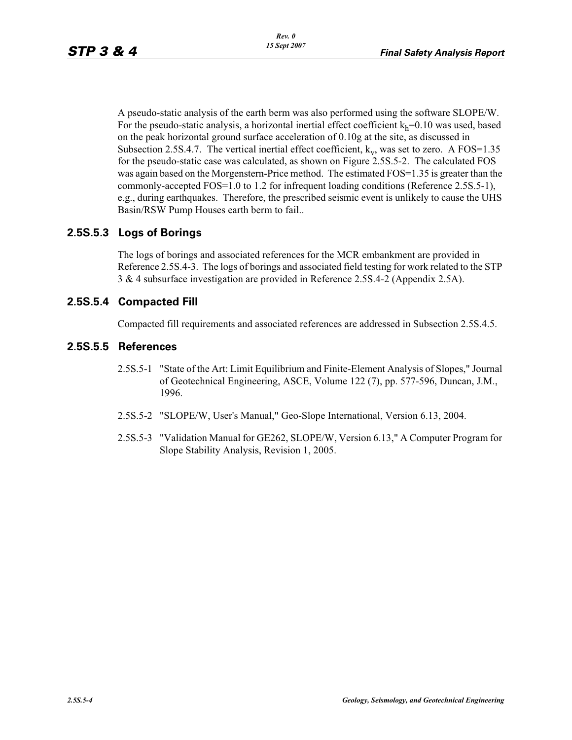A pseudo-static analysis of the earth berm was also performed using the software SLOPE/W. For the pseudo-static analysis, a horizontal inertial effect coefficient $k_h$=0.10 was used, based on the peak horizontal ground surface acceleration of 0.10g at the site, as discussed in Subsection 2.5S.4.7. The vertical inertial effect coefficient, $k_v$, was set to zero. A FOS=1.35 for the pseudo-static case was calculated, as shown on Figure 2.5S.5-2. The calculated FOS was again based on the Morgenstern-Price method. The estimated FOS=1.35 is greater than the commonly-accepted FOS=1.0 to 1.2 for infrequent loading conditions (Reference 2.5S.5-1), e.g., during earthquakes. Therefore, the prescribed seismic event is unlikely to cause the UHS Basin/RSW Pump Houses earth berm to fail..

### 2.5S.5.3 Logs of Borings

The logs of borings and associated references for the MCR embankment are provided in Reference 2.5S.4-3. The logs of borings and associated field testing for work related to the STP 3 & 4 subsurface investigation are provided in Reference 2.5S.4-2 (Appendix 2.5A).

### 2.5S.5.4 Compacted Fill

Compacted fill requirements and associated references are addressed in Subsection 2.5S.4.5.

### 2.5S.5.5 References

2.5S.5-1 "State of the Art: Limit Equilibrium and Finite-Element Analysis of Slopes," Journal of Geotechnical Engineering, ASCE, Volume 122 (7), pp. 577-596, Duncan, J.M., 1996.

2.5S.5-2 "SLOPE/W, User's Manual," Geo-Slope International, Version 6.13, 2004.

2.5S.5-3 "Validation Manual for GE262, SLOPE/W, Version 6.13," A Computer Program for Slope Stability Analysis, Revision 1, 2005.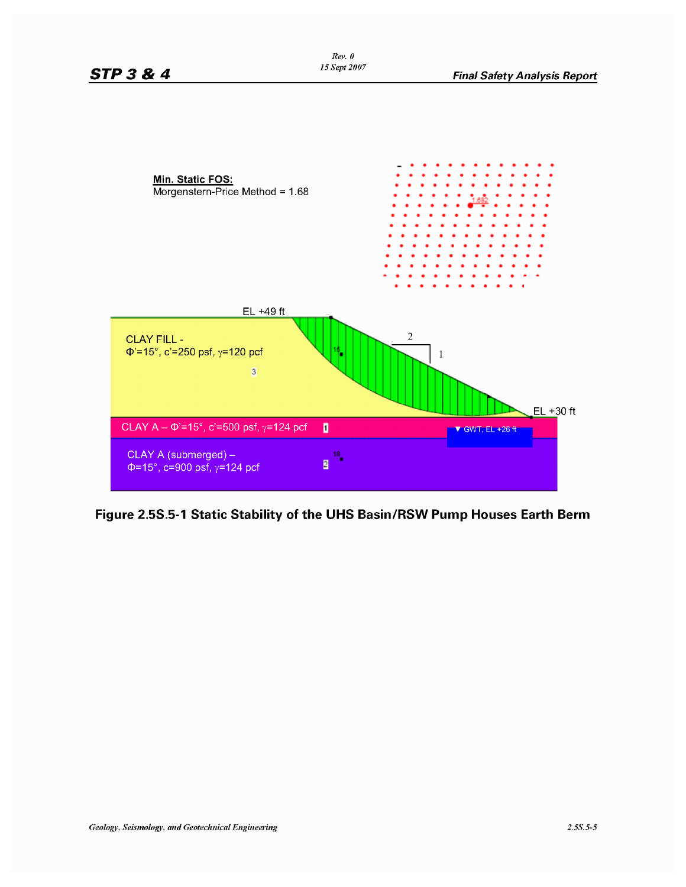Min. Static FOS:
Morgenstern-Price Method = 1.68

EL +49 ft

CLAY FILL -
Φ'=15°, c'=250 psf, γ=120 pcf

EL +30 ft

CLAY A – Φ'=15°, c'=500 psf, γ=124 pcf

▼ GWT, EL +26 ft

CLAY A (submerged) –
Φ=15°, c=900 psf, γ=124 pcf

**Figure 2.5S.5-1 Static Stability of the UHS Basin/RSW Pump Houses Earth Berm**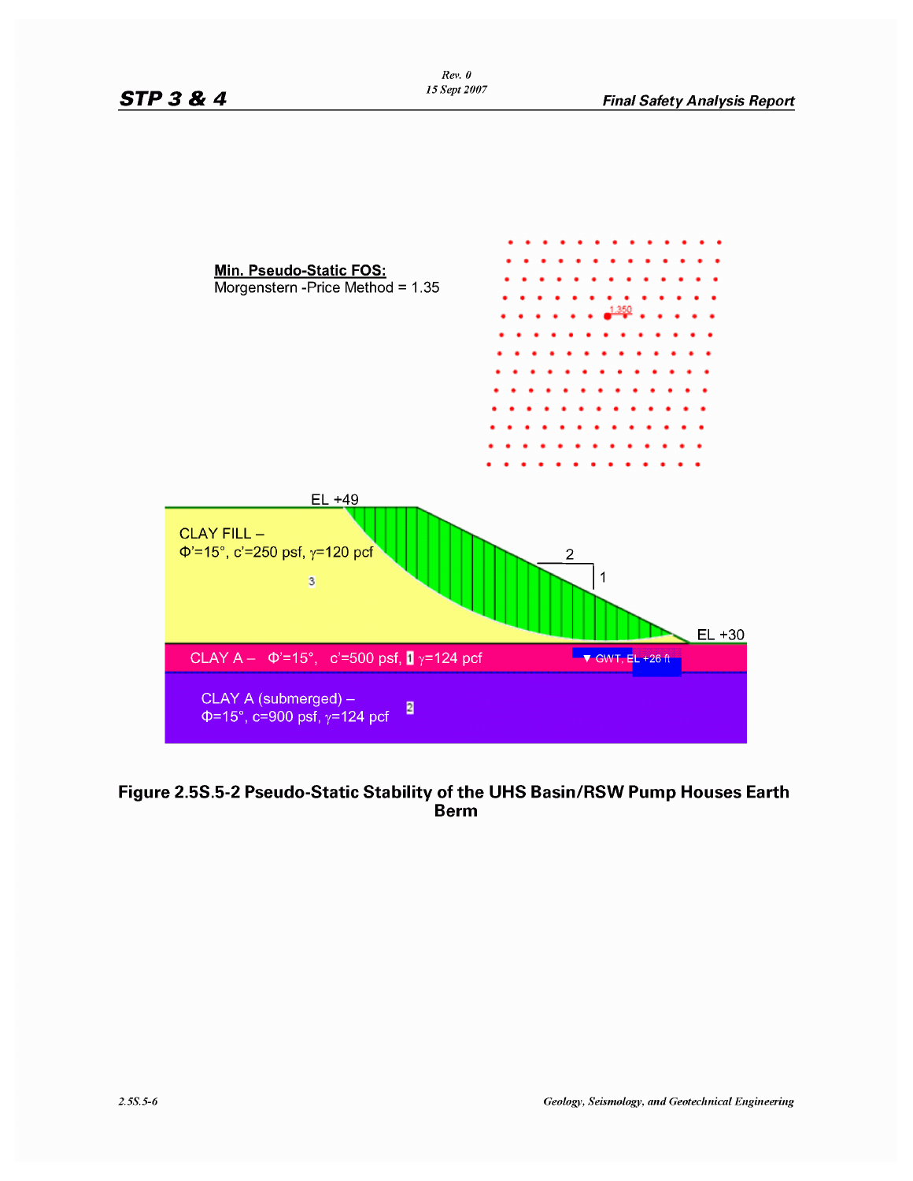Min. Pseudo-Static FOS:
Morgenstern -Price Method = 1.35

1.350

EL +49

CLAY FILL –
Φ'=15°, c'=250 psf, γ=120 pcf

3

2

1

EL +30

CLAY A – Φ'=15°, c'=500 psf, 1 γ=124 pcf

▼ GWT, EL +26 ft

CLAY A (submerged) –
Φ=15°, c=900 psf, γ=124 pcf

2

**Figure 2.5S.5-2 Pseudo-Static Stability of the UHS Basin/RSW Pump Houses Earth Berm**